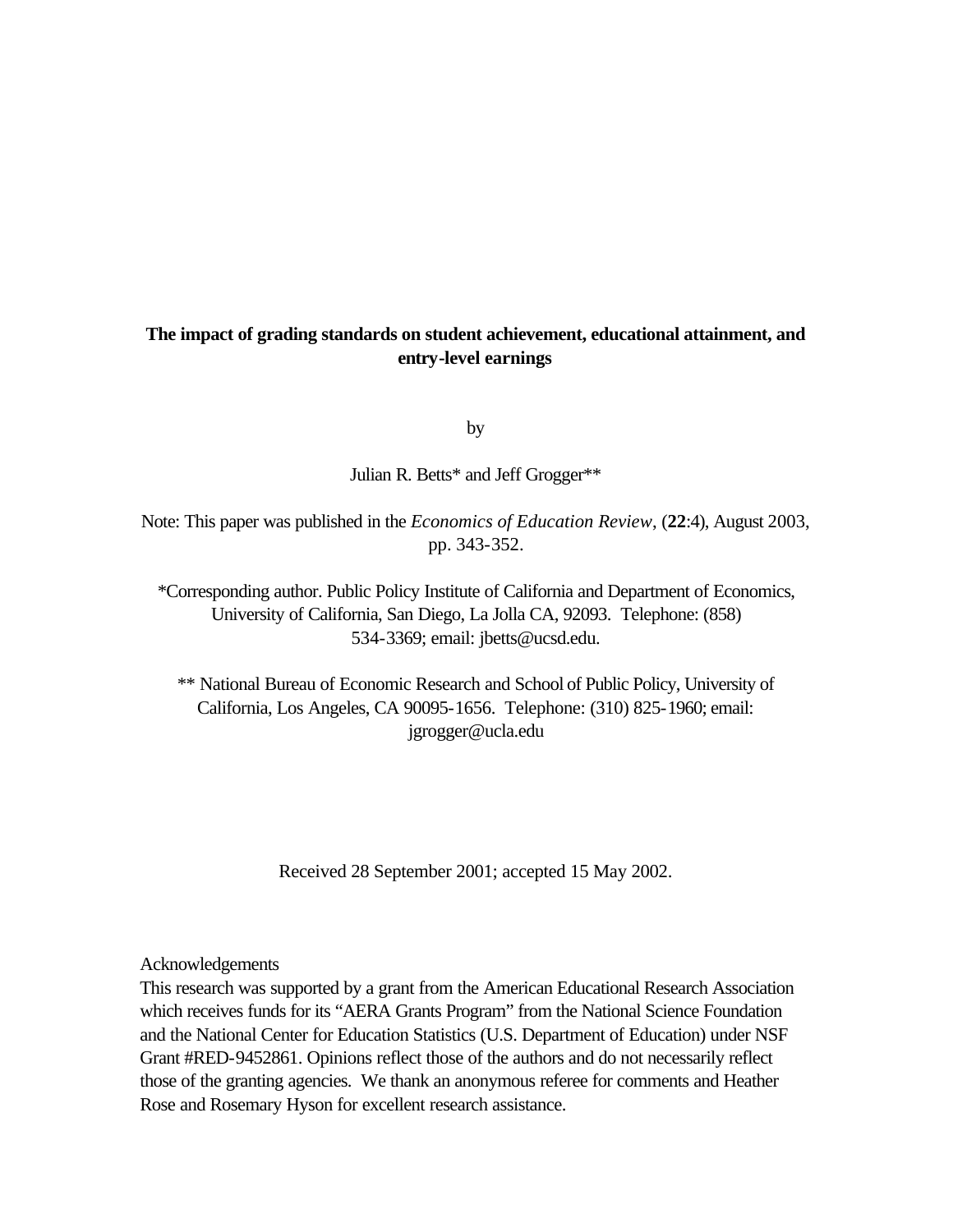# The impact of grading standards on student achievement, educational attainment, and entry-level earnings

by

Julian R. Betts* and Jeff Grogger**

Note: This paper was published in the *Economics of Education Review*, (**22**:4), August 2003, pp. 343-352.

*Corresponding author. Public Policy Institute of California and Department of Economics, University of California, San Diego, La Jolla CA, 92093. Telephone: (858) 534-3369; email: jbetts@ucsd.edu.

** National Bureau of Economic Research and School of Public Policy, University of California, Los Angeles, CA 90095-1656. Telephone: (310) 825-1960; email: jgrogger@ucla.edu

Received 28 September 2001; accepted 15 May 2002.

Acknowledgements

This research was supported by a grant from the American Educational Research Association which receives funds for its "AERA Grants Program" from the National Science Foundation and the National Center for Education Statistics (U.S. Department of Education) under NSF Grant #RED-9452861. Opinions reflect those of the authors and do not necessarily reflect those of the granting agencies. We thank an anonymous referee for comments and Heather Rose and Rosemary Hyson for excellent research assistance.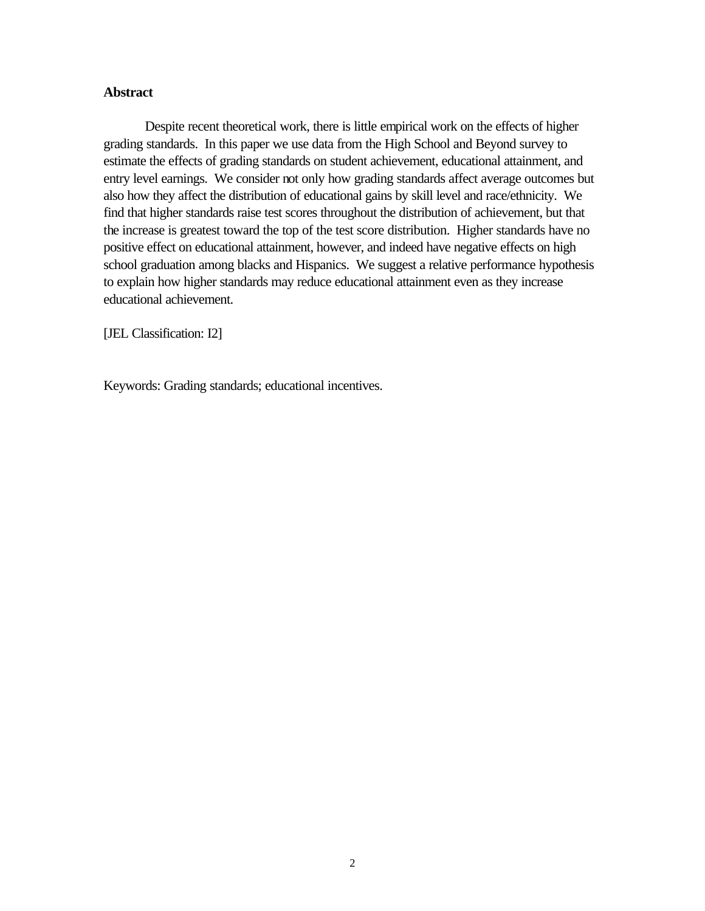**Abstract**

Despite recent theoretical work, there is little empirical work on the effects of higher grading standards. In this paper we use data from the High School and Beyond survey to estimate the effects of grading standards on student achievement, educational attainment, and entry level earnings. We consider not only how grading standards affect average outcomes but also how they affect the distribution of educational gains by skill level and race/ethnicity. We find that higher standards raise test scores throughout the distribution of achievement, but that the increase is greatest toward the top of the test score distribution. Higher standards have no positive effect on educational attainment, however, and indeed have negative effects on high school graduation among blacks and Hispanics. We suggest a relative performance hypothesis to explain how higher standards may reduce educational attainment even as they increase educational achievement.

[JEL Classification: I2]

Keywords: Grading standards; educational incentives.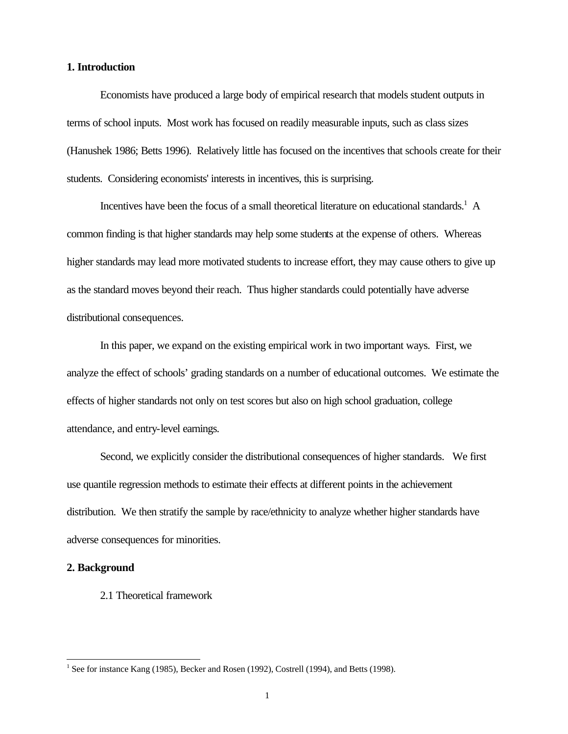## 1. Introduction

Economists have produced a large body of empirical research that models student outputs in terms of school inputs. Most work has focused on readily measurable inputs, such as class sizes (Hanushek 1986; Betts 1996). Relatively little has focused on the incentives that schools create for their students. Considering economists' interests in incentives, this is surprising.

Incentives have been the focus of a small theoretical literature on educational standards.[1] A common finding is that higher standards may help some students at the expense of others. Whereas higher standards may lead more motivated students to increase effort, they may cause others to give up as the standard moves beyond their reach. Thus higher standards could potentially have adverse distributional consequences.

In this paper, we expand on the existing empirical work in two important ways. First, we analyze the effect of schools' grading standards on a number of educational outcomes. We estimate the effects of higher standards not only on test scores but also on high school graduation, college attendance, and entry-level earnings.

Second, we explicitly consider the distributional consequences of higher standards. We first use quantile regression methods to estimate their effects at different points in the achievement distribution. We then stratify the sample by race/ethnicity to analyze whether higher standards have adverse consequences for minorities.

## 2. Background

### 2.1 Theoretical framework

[1] See for instance Kang (1985), Becker and Rosen (1992), Costrell (1994), and Betts (1998).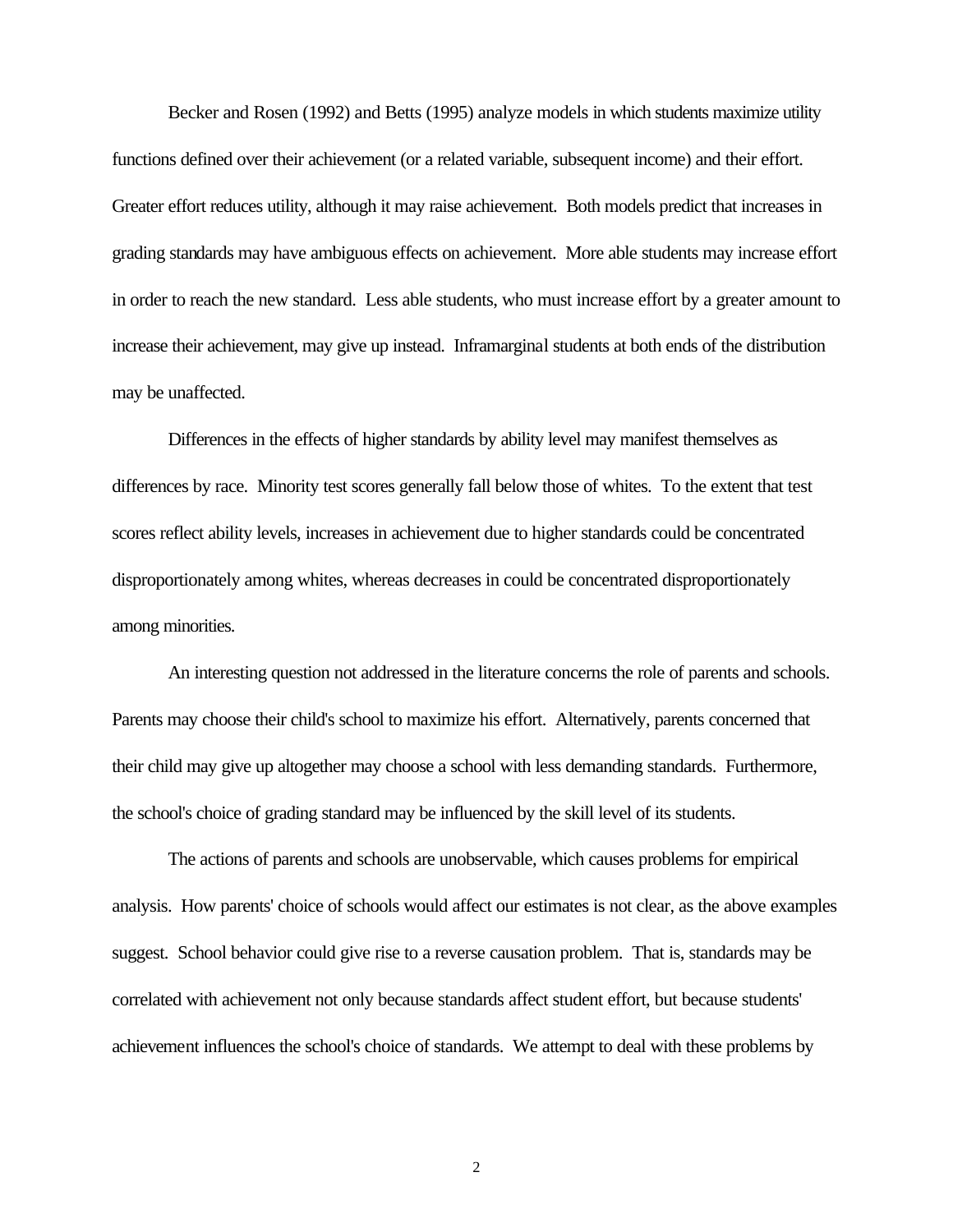Becker and Rosen (1992) and Betts (1995) analyze models in which students maximize utility functions defined over their achievement (or a related variable, subsequent income) and their effort. Greater effort reduces utility, although it may raise achievement. Both models predict that increases in grading standards may have ambiguous effects on achievement. More able students may increase effort in order to reach the new standard. Less able students, who must increase effort by a greater amount to increase their achievement, may give up instead. Inframarginal students at both ends of the distribution may be unaffected.

Differences in the effects of higher standards by ability level may manifest themselves as differences by race. Minority test scores generally fall below those of whites. To the extent that test scores reflect ability levels, increases in achievement due to higher standards could be concentrated disproportionately among whites, whereas decreases in could be concentrated disproportionately among minorities.

An interesting question not addressed in the literature concerns the role of parents and schools. Parents may choose their child's school to maximize his effort. Alternatively, parents concerned that their child may give up altogether may choose a school with less demanding standards. Furthermore, the school's choice of grading standard may be influenced by the skill level of its students.

The actions of parents and schools are unobservable, which causes problems for empirical analysis. How parents' choice of schools would affect our estimates is not clear, as the above examples suggest. School behavior could give rise to a reverse causation problem. That is, standards may be correlated with achievement not only because standards affect student effort, but because students' achievement influences the school's choice of standards. We attempt to deal with these problems by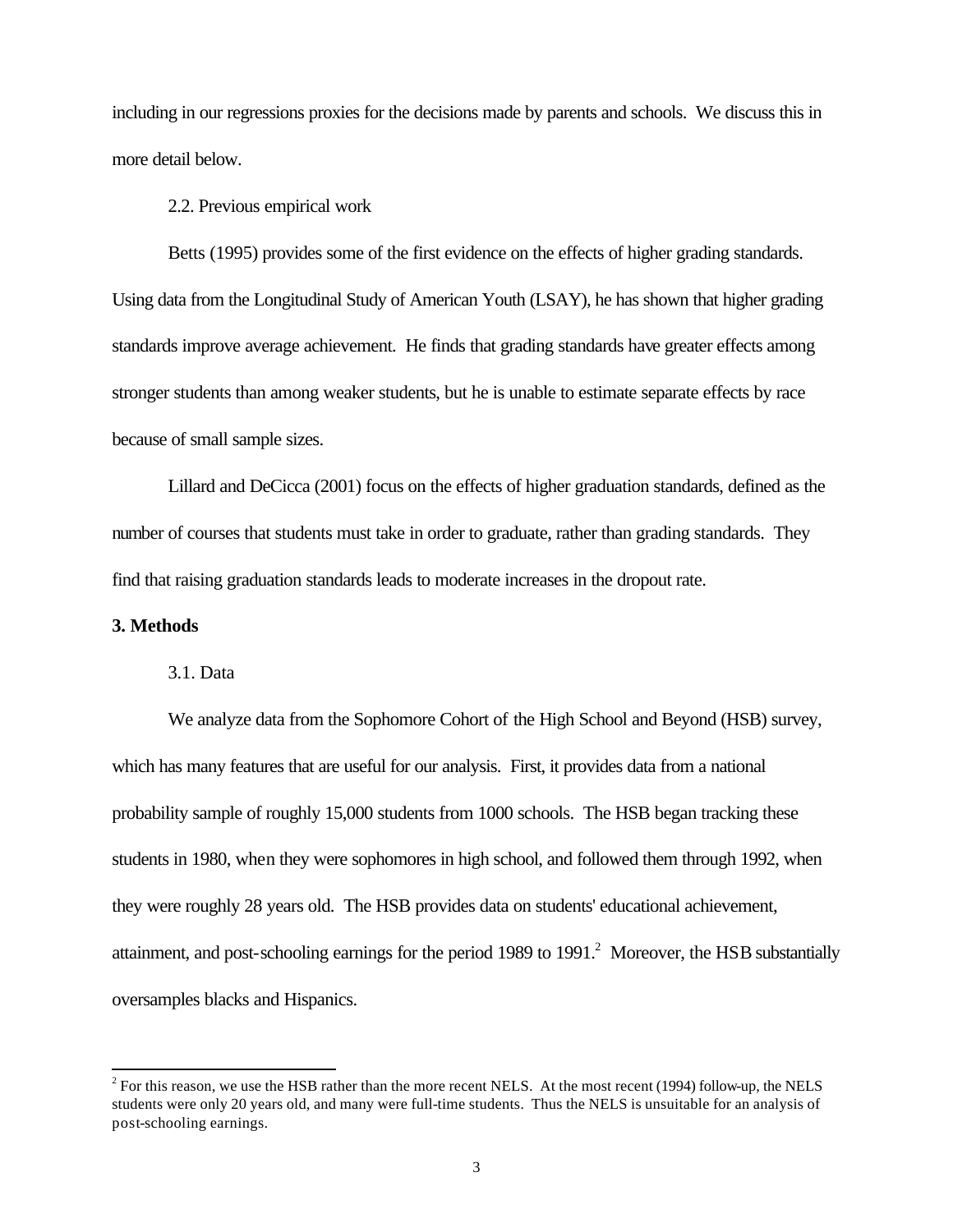including in our regressions proxies for the decisions made by parents and schools. We discuss this in more detail below.

### 2.2. Previous empirical work

Betts (1995) provides some of the first evidence on the effects of higher grading standards. Using data from the Longitudinal Study of American Youth (LSAY), he has shown that higher grading standards improve average achievement. He finds that grading standards have greater effects among stronger students than among weaker students, but he is unable to estimate separate effects by race because of small sample sizes.

Lillard and DeCicca (2001) focus on the effects of higher graduation standards, defined as the number of courses that students must take in order to graduate, rather than grading standards. They find that raising graduation standards leads to moderate increases in the dropout rate.

## 3. Methods

### 3.1. Data

We analyze data from the Sophomore Cohort of the High School and Beyond (HSB) survey, which has many features that are useful for our analysis. First, it provides data from a national probability sample of roughly 15,000 students from 1000 schools. The HSB began tracking these students in 1980, when they were sophomores in high school, and followed them through 1992, when they were roughly 28 years old. The HSB provides data on students' educational achievement, attainment, and post-schooling earnings for the period 1989 to 1991.[2] Moreover, the HSB substantially oversamples blacks and Hispanics.

[2] For this reason, we use the HSB rather than the more recent NELS. At the most recent (1994) follow-up, the NELS students were only 20 years old, and many were full-time students. Thus the NELS is unsuitable for an analysis of post-schooling earnings.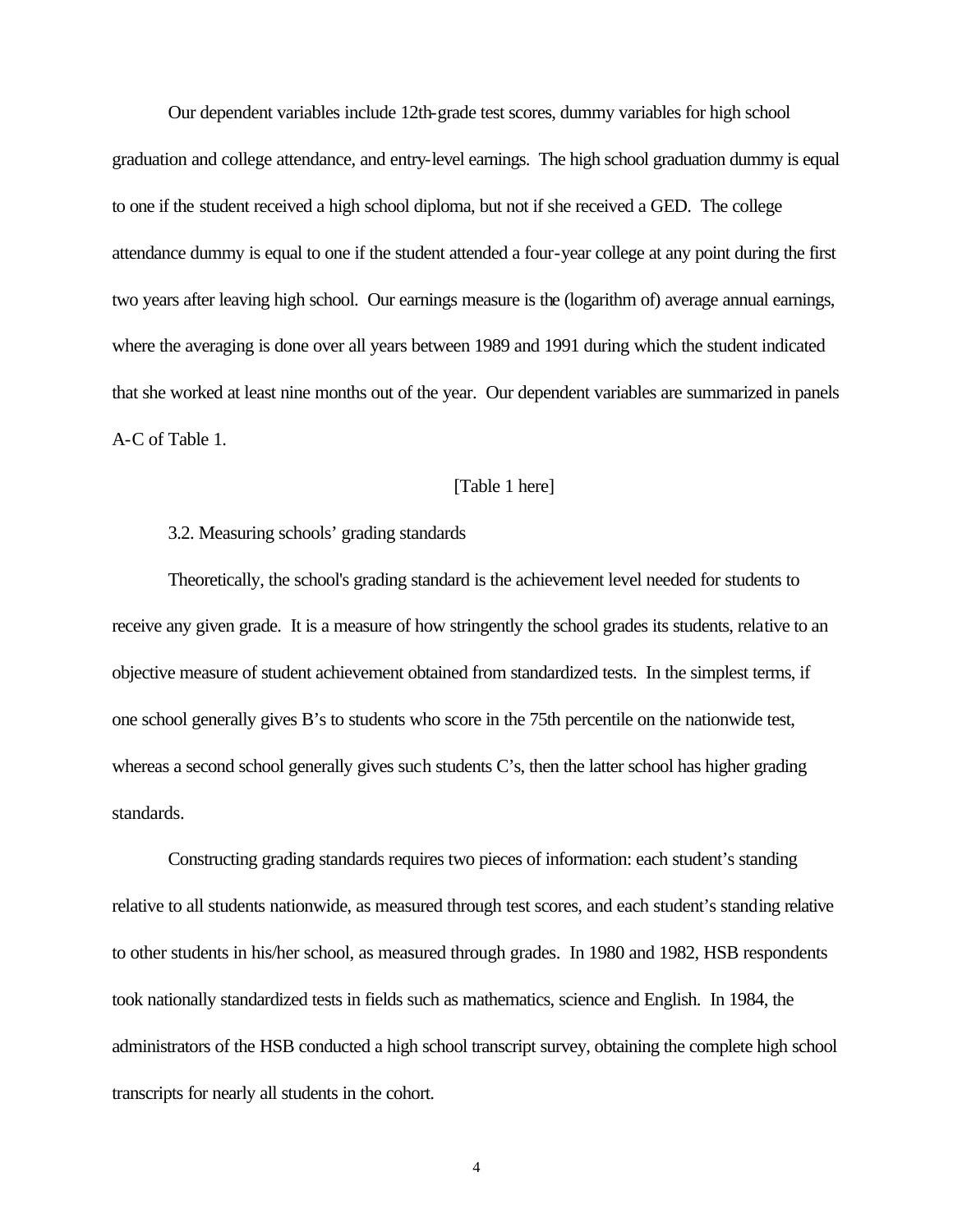Our dependent variables include 12th-grade test scores, dummy variables for high school graduation and college attendance, and entry-level earnings. The high school graduation dummy is equal to one if the student received a high school diploma, but not if she received a GED. The college attendance dummy is equal to one if the student attended a four-year college at any point during the first two years after leaving high school. Our earnings measure is the (logarithm of) average annual earnings, where the averaging is done over all years between 1989 and 1991 during which the student indicated that she worked at least nine months out of the year. Our dependent variables are summarized in panels A-C of Table 1.

[Table 1 here]

### 3.2. Measuring schools' grading standards

Theoretically, the school's grading standard is the achievement level needed for students to receive any given grade. It is a measure of how stringently the school grades its students, relative to an objective measure of student achievement obtained from standardized tests. In the simplest terms, if one school generally gives B's to students who score in the 75th percentile on the nationwide test, whereas a second school generally gives such students C's, then the latter school has higher grading standards.

Constructing grading standards requires two pieces of information: each student's standing relative to all students nationwide, as measured through test scores, and each student's standing relative to other students in his/her school, as measured through grades. In 1980 and 1982, HSB respondents took nationally standardized tests in fields such as mathematics, science and English. In 1984, the administrators of the HSB conducted a high school transcript survey, obtaining the complete high school transcripts for nearly all students in the cohort.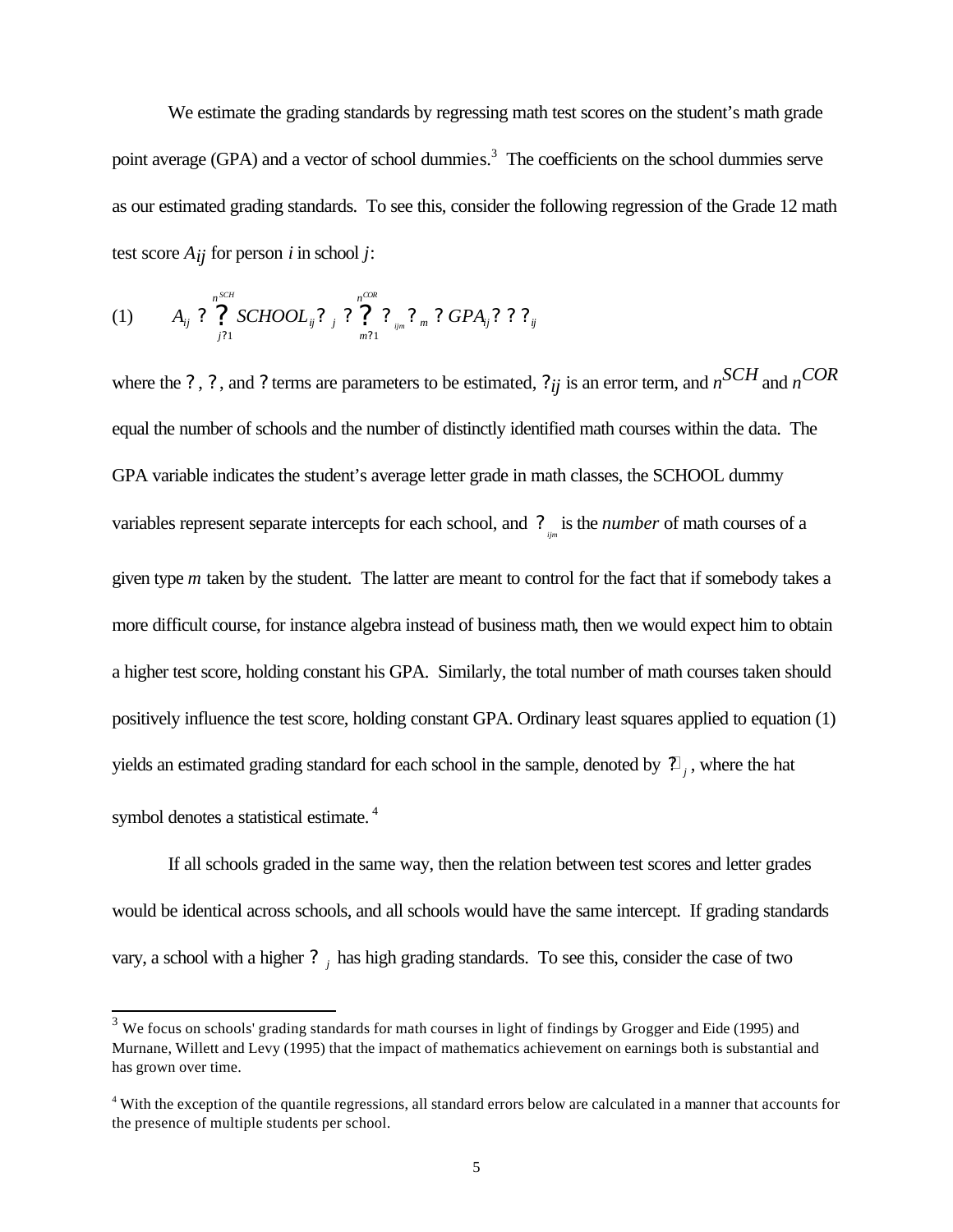We estimate the grading standards by regressing math test scores on the student's math grade point average (GPA) and a vector of school dummies.[3] The coefficients on the school dummies serve as our estimated grading standards. To see this, consider the following regression of the Grade 12 math test score $A_{ij}$ for person $i$ in school $j$:

$$
(1) \qquad A_{ij} = \sum_{j=1}^{n^{SCH}} SCHOOL_{ij} \gamma_j + \sum_{m=1}^{n^{COR}} \eta_{ijm} \beta_m + \delta GPA_{ij} + \varepsilon_{ij}
$$

where the $\gamma$, $\beta$, and $\delta$ terms are parameters to be estimated, $\varepsilon_{ij}$ is an error term, and $n^{SCH}$ and $n^{COR}$ equal the number of schools and the number of distinctly identified math courses within the data. The GPA variable indicates the student's average letter grade in math classes, the SCHOOL dummy variables represent separate intercepts for each school, and $\eta_{ijm}$ is the *number* of math courses of a given type $m$ taken by the student. The latter are meant to control for the fact that if somebody takes a more difficult course, for instance algebra instead of business math, then we would expect him to obtain a higher test score, holding constant his GPA. Similarly, the total number of math courses taken should positively influence the test score, holding constant GPA. Ordinary least squares applied to equation (1) yields an estimated grading standard for each school in the sample, denoted by $\hat{\gamma}_j$, where the hat symbol denotes a statistical estimate.[4]

If all schools graded in the same way, then the relation between test scores and letter grades would be identical across schools, and all schools would have the same intercept. If grading standards vary, a school with a higher $\gamma_j$ has high grading standards. To see this, consider the case of two

---

[3] We focus on schools' grading standards for math courses in light of findings by Grogger and Eide (1995) and Murnane, Willett and Levy (1995) that the impact of mathematics achievement on earnings both is substantial and has grown over time.

[4] With the exception of the quantile regressions, all standard errors below are calculated in a manner that accounts for the presence of multiple students per school.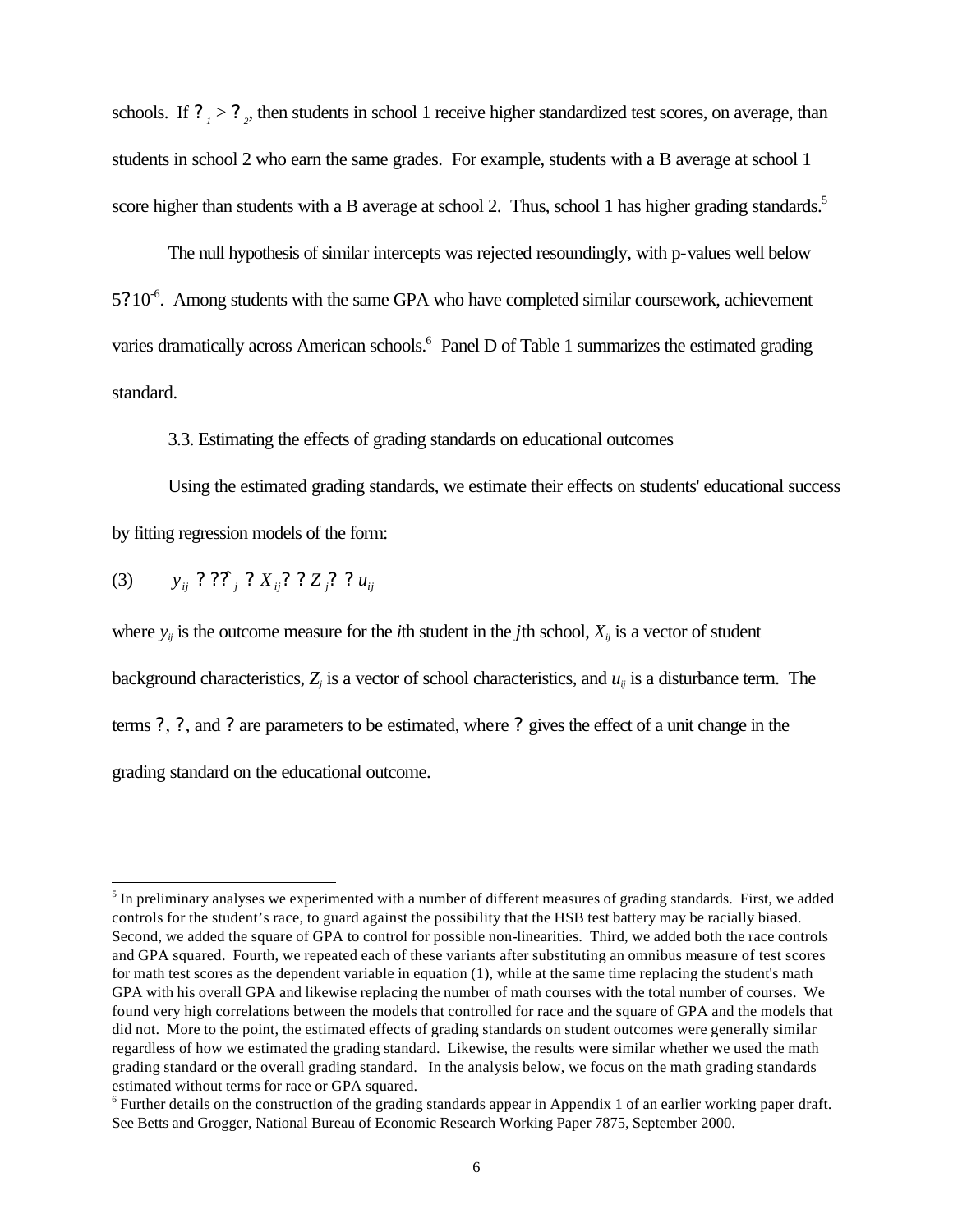schools. If $?_1 > ?_2$, then students in school 1 receive higher standardized test scores, on average, than students in school 2 who earn the same grades. For example, students with a B average at school 1 score higher than students with a B average at school 2. Thus, school 1 has higher grading standards.[5]

The null hypothesis of similar intercepts was rejected resoundingly, with p-values well below $5 \times 10^{-6}$. Among students with the same GPA who have completed similar coursework, achievement varies dramatically across American schools.[6] Panel D of Table 1 summarizes the estimated grading standard.

### 3.3. Estimating the effects of grading standards on educational outcomes

Using the estimated grading standards, we estimate their effects on students' educational success by fitting regression models of the form:

$$(3) \qquad y_{ij} \; ? \; ?\hat{?}_j \; ? \; X_{ij}? \; ? \; Z_j? \; ? \; u_{ij}$$

where $y_{ij}$ is the outcome measure for the *i*th student in the *j*th school, $X_{ij}$ is a vector of student background characteristics, $Z_j$ is a vector of school characteristics, and $u_{ij}$ is a disturbance term. The terms ?, ?, and ? are parameters to be estimated, where ? gives the effect of a unit change in the grading standard on the educational outcome.

---

[5] In preliminary analyses we experimented with a number of different measures of grading standards. First, we added controls for the student's race, to guard against the possibility that the HSB test battery may be racially biased. Second, we added the square of GPA to control for possible non-linearities. Third, we added both the race controls and GPA squared. Fourth, we repeated each of these variants after substituting an omnibus measure of test scores for math test scores as the dependent variable in equation (1), while at the same time replacing the student's math GPA with his overall GPA and likewise replacing the number of math courses with the total number of courses. We found very high correlations between the models that controlled for race and the square of GPA and the models that did not. More to the point, the estimated effects of grading standards on student outcomes were generally similar regardless of how we estimated the grading standard. Likewise, the results were similar whether we used the math grading standard or the overall grading standard. In the analysis below, we focus on the math grading standards estimated without terms for race or GPA squared.

[6] Further details on the construction of the grading standards appear in Appendix 1 of an earlier working paper draft. See Betts and Grogger, National Bureau of Economic Research Working Paper 7875, September 2000.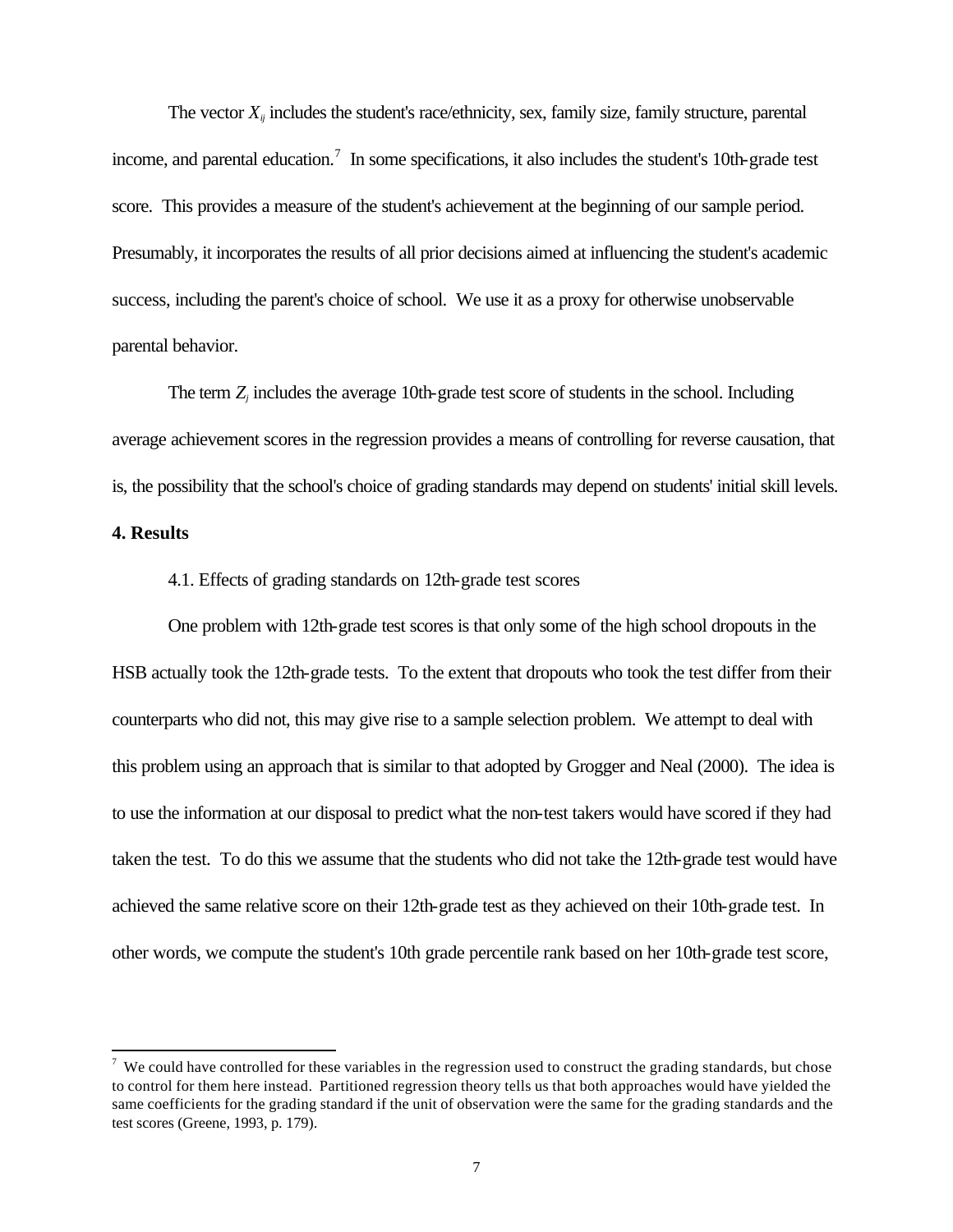The vector $X_{ij}$ includes the student's race/ethnicity, sex, family size, family structure, parental income, and parental education.[7] In some specifications, it also includes the student's 10th-grade test score. This provides a measure of the student's achievement at the beginning of our sample period. Presumably, it incorporates the results of all prior decisions aimed at influencing the student's academic success, including the parent's choice of school. We use it as a proxy for otherwise unobservable parental behavior.

The term $Z_j$ includes the average 10th-grade test score of students in the school. Including average achievement scores in the regression provides a means of controlling for reverse causation, that is, the possibility that the school's choice of grading standards may depend on students' initial skill levels.

## 4. Results

### 4.1. Effects of grading standards on 12th-grade test scores

One problem with 12th-grade test scores is that only some of the high school dropouts in the HSB actually took the 12th-grade tests. To the extent that dropouts who took the test differ from their counterparts who did not, this may give rise to a sample selection problem. We attempt to deal with this problem using an approach that is similar to that adopted by Grogger and Neal (2000). The idea is to use the information at our disposal to predict what the non-test takers would have scored if they had taken the test. To do this we assume that the students who did not take the 12th-grade test would have achieved the same relative score on their 12th-grade test as they achieved on their 10th-grade test. In other words, we compute the student's 10th grade percentile rank based on her 10th-grade test score,

---

[7] We could have controlled for these variables in the regression used to construct the grading standards, but chose to control for them here instead. Partitioned regression theory tells us that both approaches would have yielded the same coefficients for the grading standard if the unit of observation were the same for the grading standards and the test scores (Greene, 1993, p. 179).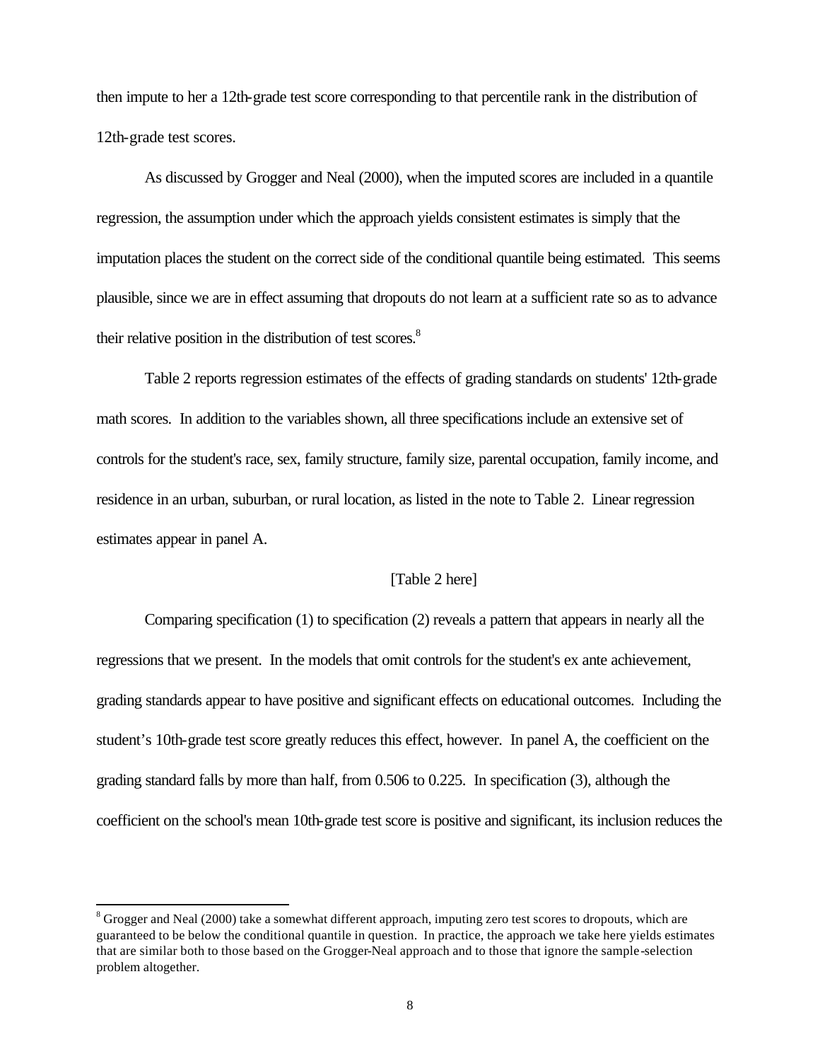then impute to her a 12th-grade test score corresponding to that percentile rank in the distribution of 12th-grade test scores.

As discussed by Grogger and Neal (2000), when the imputed scores are included in a quantile regression, the assumption under which the approach yields consistent estimates is simply that the imputation places the student on the correct side of the conditional quantile being estimated. This seems plausible, since we are in effect assuming that dropouts do not learn at a sufficient rate so as to advance their relative position in the distribution of test scores.[8]

Table 2 reports regression estimates of the effects of grading standards on students' 12th-grade math scores. In addition to the variables shown, all three specifications include an extensive set of controls for the student's race, sex, family structure, family size, parental occupation, family income, and residence in an urban, suburban, or rural location, as listed in the note to Table 2. Linear regression estimates appear in panel A.

[Table 2 here]

Comparing specification (1) to specification (2) reveals a pattern that appears in nearly all the regressions that we present. In the models that omit controls for the student's ex ante achievement, grading standards appear to have positive and significant effects on educational outcomes. Including the student's 10th-grade test score greatly reduces this effect, however. In panel A, the coefficient on the grading standard falls by more than half, from 0.506 to 0.225. In specification (3), although the coefficient on the school's mean 10th-grade test score is positive and significant, its inclusion reduces the

[8] Grogger and Neal (2000) take a somewhat different approach, imputing zero test scores to dropouts, which are guaranteed to be below the conditional quantile in question. In practice, the approach we take here yields estimates that are similar both to those based on the Grogger-Neal approach and to those that ignore the sample-selection problem altogether.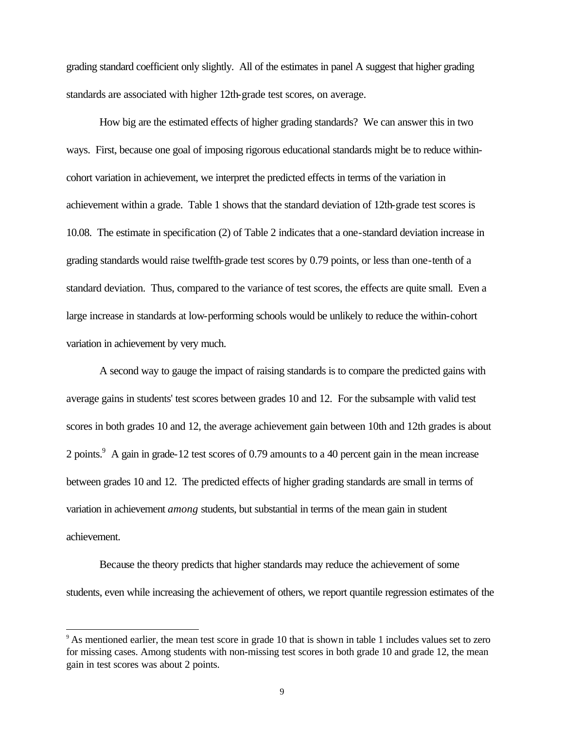grading standard coefficient only slightly. All of the estimates in panel A suggest that higher grading standards are associated with higher 12th-grade test scores, on average.

How big are the estimated effects of higher grading standards? We can answer this in two ways. First, because one goal of imposing rigorous educational standards might be to reduce within-cohort variation in achievement, we interpret the predicted effects in terms of the variation in achievement within a grade. Table 1 shows that the standard deviation of 12th-grade test scores is 10.08. The estimate in specification (2) of Table 2 indicates that a one-standard deviation increase in grading standards would raise twelfth-grade test scores by 0.79 points, or less than one-tenth of a standard deviation. Thus, compared to the variance of test scores, the effects are quite small. Even a large increase in standards at low-performing schools would be unlikely to reduce the within-cohort variation in achievement by very much.

A second way to gauge the impact of raising standards is to compare the predicted gains with average gains in students' test scores between grades 10 and 12. For the subsample with valid test scores in both grades 10 and 12, the average achievement gain between 10th and 12th grades is about 2 points.[9] A gain in grade-12 test scores of 0.79 amounts to a 40 percent gain in the mean increase between grades 10 and 12. The predicted effects of higher grading standards are small in terms of variation in achievement *among* students, but substantial in terms of the mean gain in student achievement.

Because the theory predicts that higher standards may reduce the achievement of some students, even while increasing the achievement of others, we report quantile regression estimates of the

---

[9] As mentioned earlier, the mean test score in grade 10 that is shown in table 1 includes values set to zero for missing cases. Among students with non-missing test scores in both grade 10 and grade 12, the mean gain in test scores was about 2 points.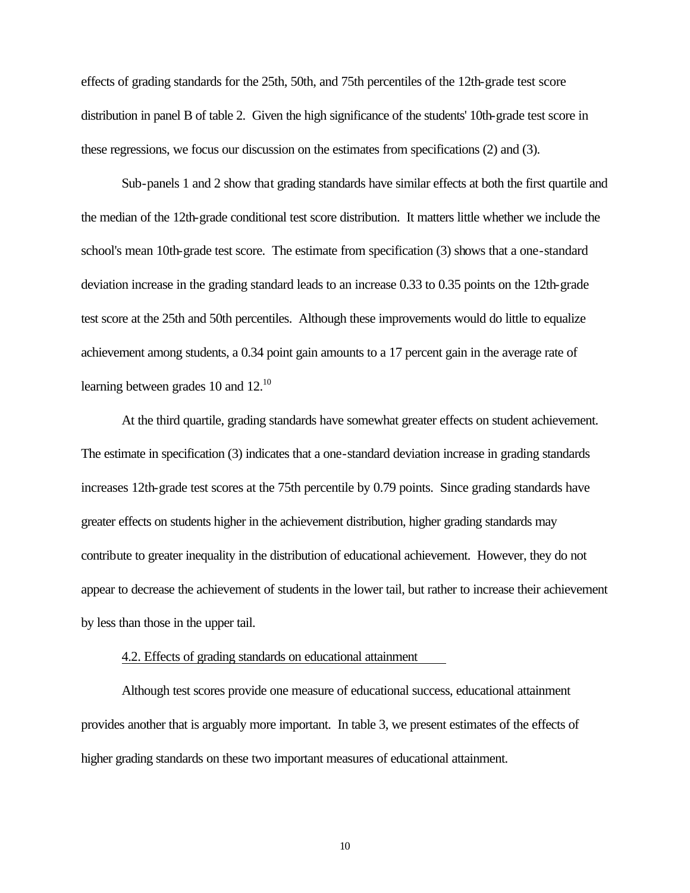effects of grading standards for the 25th, 50th, and 75th percentiles of the 12th-grade test score distribution in panel B of table 2. Given the high significance of the students' 10th-grade test score in these regressions, we focus our discussion on the estimates from specifications (2) and (3).

Sub-panels 1 and 2 show that grading standards have similar effects at both the first quartile and the median of the 12th-grade conditional test score distribution. It matters little whether we include the school's mean 10th-grade test score. The estimate from specification (3) shows that a one-standard deviation increase in the grading standard leads to an increase 0.33 to 0.35 points on the 12th-grade test score at the 25th and 50th percentiles. Although these improvements would do little to equalize achievement among students, a 0.34 point gain amounts to a 17 percent gain in the average rate of learning between grades 10 and 12.[10]

At the third quartile, grading standards have somewhat greater effects on student achievement. The estimate in specification (3) indicates that a one-standard deviation increase in grading standards increases 12th-grade test scores at the 75th percentile by 0.79 points. Since grading standards have greater effects on students higher in the achievement distribution, higher grading standards may contribute to greater inequality in the distribution of educational achievement. However, they do not appear to decrease the achievement of students in the lower tail, but rather to increase their achievement by less than those in the upper tail.

### 4.2. Effects of grading standards on educational attainment

Although test scores provide one measure of educational success, educational attainment provides another that is arguably more important. In table 3, we present estimates of the effects of higher grading standards on these two important measures of educational attainment.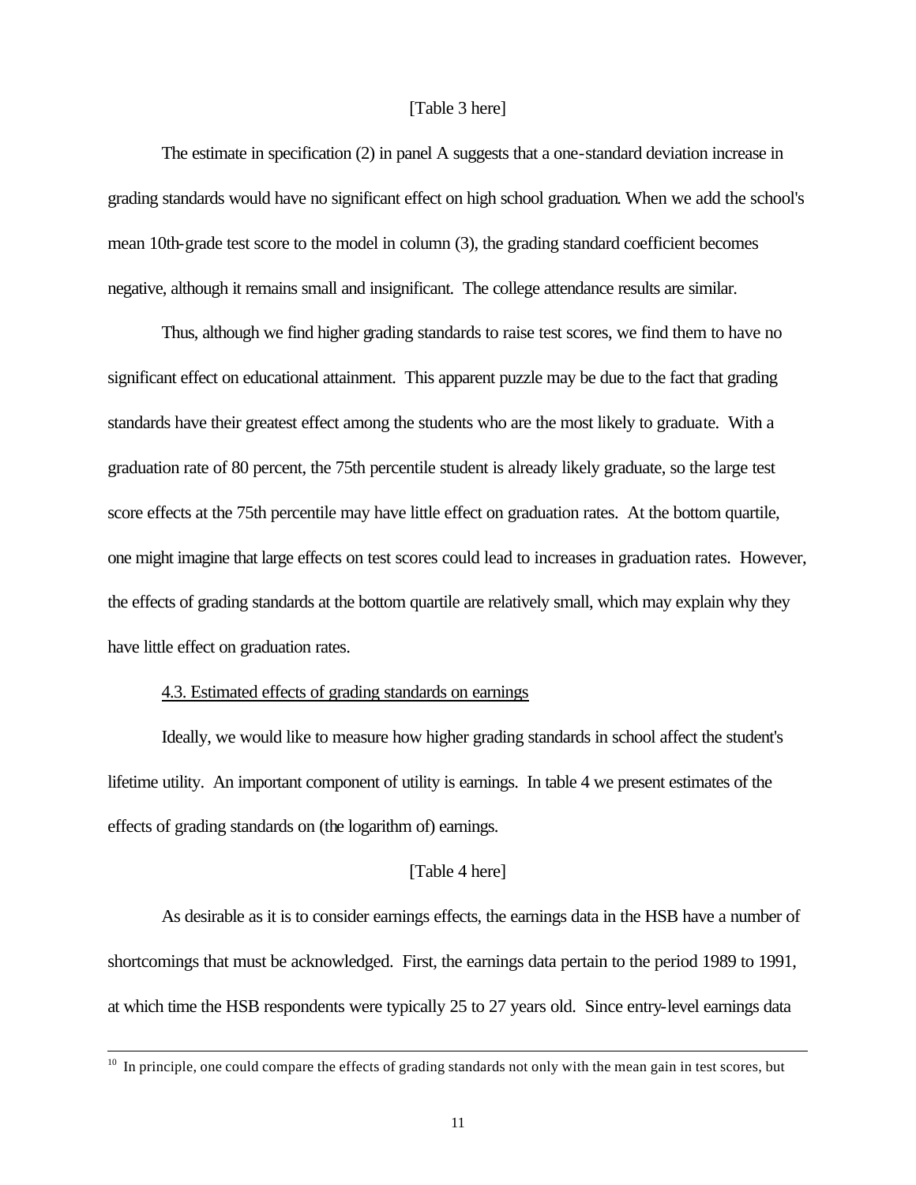[Table 3 here]

The estimate in specification (2) in panel A suggests that a one-standard deviation increase in grading standards would have no significant effect on high school graduation. When we add the school's mean 10th-grade test score to the model in column (3), the grading standard coefficient becomes negative, although it remains small and insignificant. The college attendance results are similar.

Thus, although we find higher grading standards to raise test scores, we find them to have no significant effect on educational attainment. This apparent puzzle may be due to the fact that grading standards have their greatest effect among the students who are the most likely to graduate. With a graduation rate of 80 percent, the 75th percentile student is already likely graduate, so the large test score effects at the 75th percentile may have little effect on graduation rates. At the bottom quartile, one might imagine that large effects on test scores could lead to increases in graduation rates. However, the effects of grading standards at the bottom quartile are relatively small, which may explain why they have little effect on graduation rates.

<u>4.3. Estimated effects of grading standards on earnings</u>

Ideally, we would like to measure how higher grading standards in school affect the student's lifetime utility. An important component of utility is earnings. In table 4 we present estimates of the effects of grading standards on (the logarithm of) earnings.

[Table 4 here]

As desirable as it is to consider earnings effects, the earnings data in the HSB have a number of shortcomings that must be acknowledged. First, the earnings data pertain to the period 1989 to 1991, at which time the HSB respondents were typically 25 to 27 years old. Since entry-level earnings data

---

[10] In principle, one could compare the effects of grading standards not only with the mean gain in test scores, but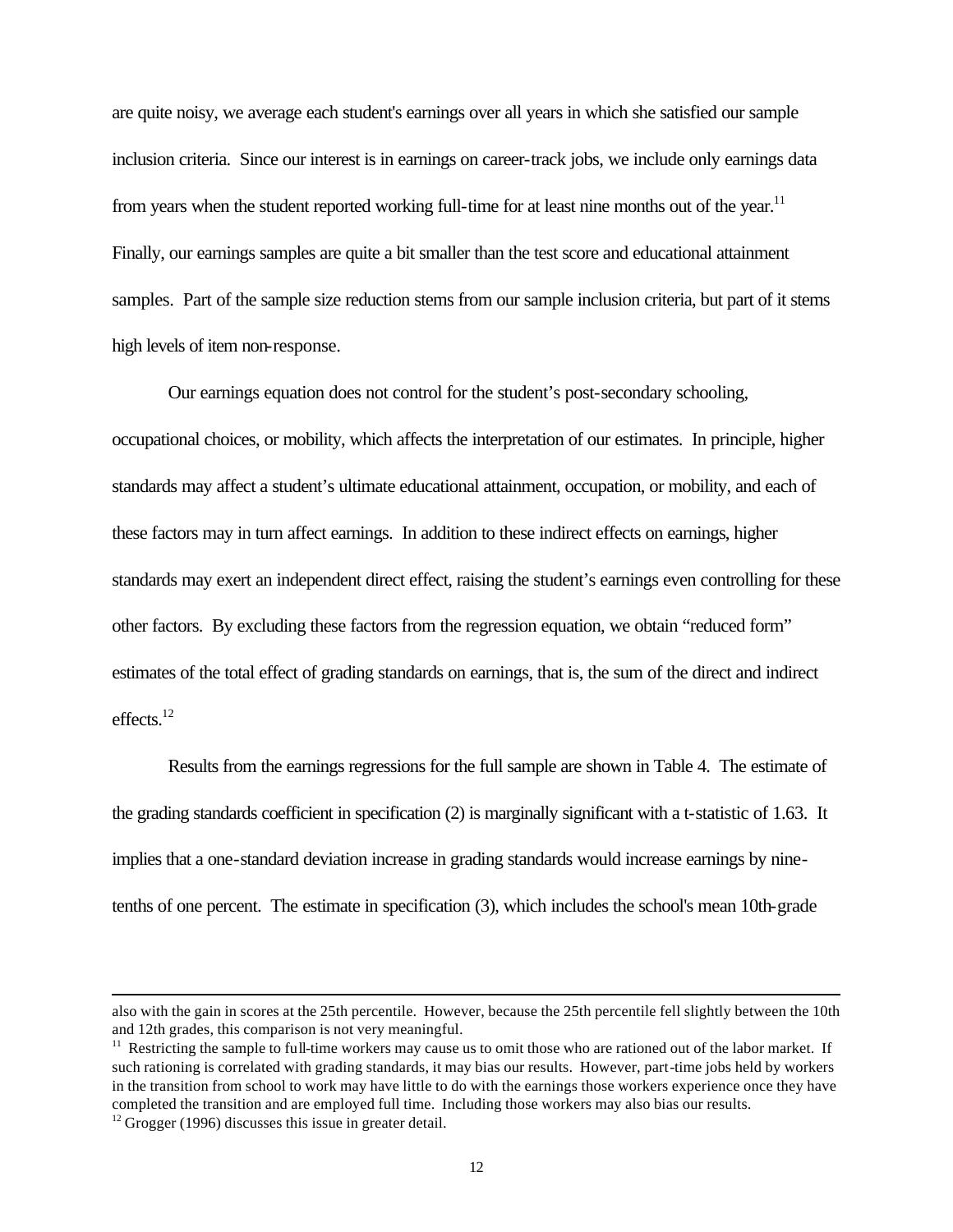are quite noisy, we average each student's earnings over all years in which she satisfied our sample inclusion criteria. Since our interest is in earnings on career-track jobs, we include only earnings data from years when the student reported working full-time for at least nine months out of the year.[11] Finally, our earnings samples are quite a bit smaller than the test score and educational attainment samples. Part of the sample size reduction stems from our sample inclusion criteria, but part of it stems high levels of item non-response.

Our earnings equation does not control for the student's post-secondary schooling, occupational choices, or mobility, which affects the interpretation of our estimates. In principle, higher standards may affect a student's ultimate educational attainment, occupation, or mobility, and each of these factors may in turn affect earnings. In addition to these indirect effects on earnings, higher standards may exert an independent direct effect, raising the student's earnings even controlling for these other factors. By excluding these factors from the regression equation, we obtain "reduced form" estimates of the total effect of grading standards on earnings, that is, the sum of the direct and indirect effects.[12]

Results from the earnings regressions for the full sample are shown in Table 4. The estimate of the grading standards coefficient in specification (2) is marginally significant with a t-statistic of 1.63. It implies that a one-standard deviation increase in grading standards would increase earnings by nine-tenths of one percent. The estimate in specification (3), which includes the school's mean 10th-grade

---

also with the gain in scores at the 25th percentile. However, because the 25th percentile fell slightly between the 10th and 12th grades, this comparison is not very meaningful.

[11] Restricting the sample to full-time workers may cause us to omit those who are rationed out of the labor market. If such rationing is correlated with grading standards, it may bias our results. However, part-time jobs held by workers in the transition from school to work may have little to do with the earnings those workers experience once they have completed the transition and are employed full time. Including those workers may also bias our results.

[12] Grogger (1996) discusses this issue in greater detail.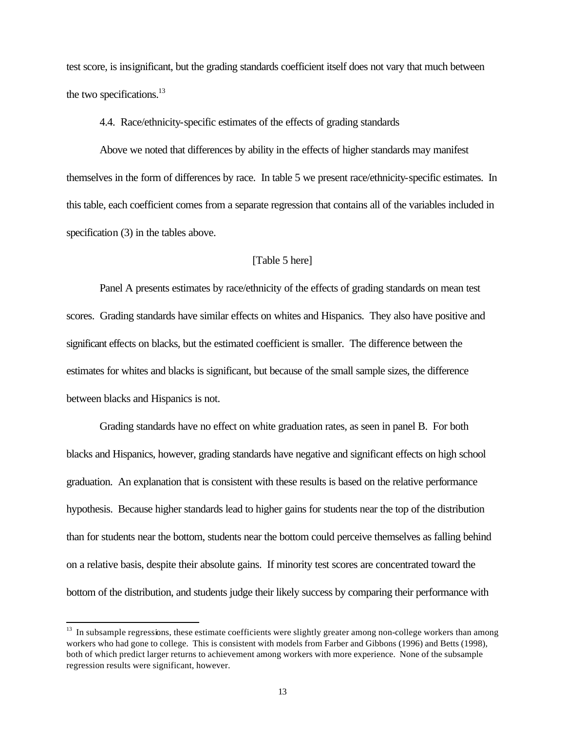test score, is insignificant, but the grading standards coefficient itself does not vary that much between the two specifications.[13]

### 4.4. Race/ethnicity-specific estimates of the effects of grading standards

Above we noted that differences by ability in the effects of higher standards may manifest themselves in the form of differences by race. In table 5 we present race/ethnicity-specific estimates. In this table, each coefficient comes from a separate regression that contains all of the variables included in specification (3) in the tables above.

[Table 5 here]

Panel A presents estimates by race/ethnicity of the effects of grading standards on mean test scores. Grading standards have similar effects on whites and Hispanics. They also have positive and significant effects on blacks, but the estimated coefficient is smaller. The difference between the estimates for whites and blacks is significant, but because of the small sample sizes, the difference between blacks and Hispanics is not.

Grading standards have no effect on white graduation rates, as seen in panel B. For both blacks and Hispanics, however, grading standards have negative and significant effects on high school graduation. An explanation that is consistent with these results is based on the relative performance hypothesis. Because higher standards lead to higher gains for students near the top of the distribution than for students near the bottom, students near the bottom could perceive themselves as falling behind on a relative basis, despite their absolute gains. If minority test scores are concentrated toward the bottom of the distribution, and students judge their likely success by comparing their performance with

---

[13] In subsample regressions, these estimate coefficients were slightly greater among non-college workers than among workers who had gone to college. This is consistent with models from Farber and Gibbons (1996) and Betts (1998), both of which predict larger returns to achievement among workers with more experience. None of the subsample regression results were significant, however.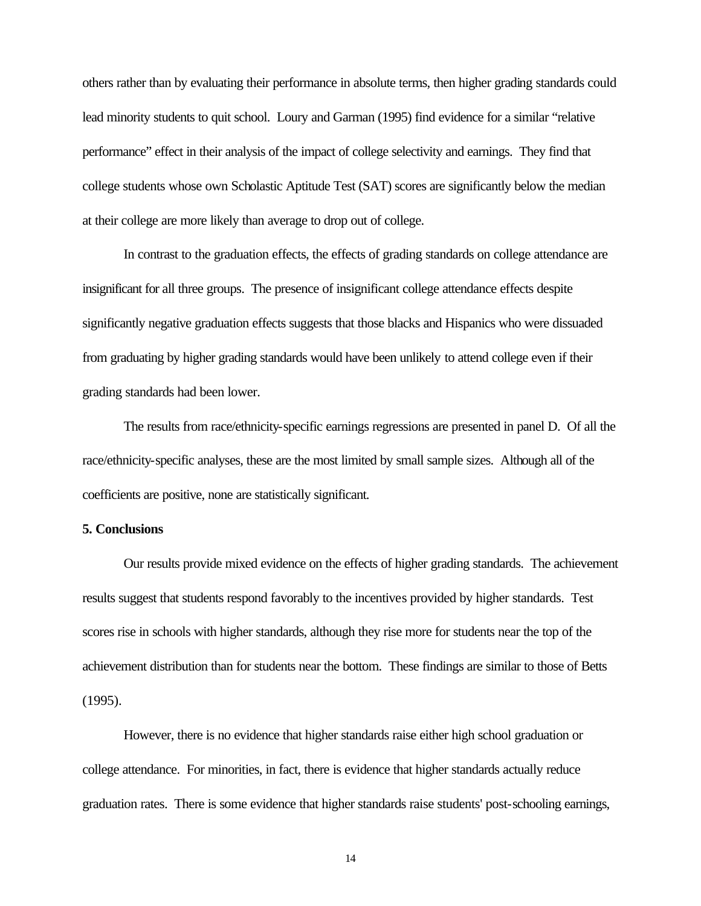others rather than by evaluating their performance in absolute terms, then higher grading standards could lead minority students to quit school. Loury and Garman (1995) find evidence for a similar "relative performance" effect in their analysis of the impact of college selectivity and earnings. They find that college students whose own Scholastic Aptitude Test (SAT) scores are significantly below the median at their college are more likely than average to drop out of college.

In contrast to the graduation effects, the effects of grading standards on college attendance are insignificant for all three groups. The presence of insignificant college attendance effects despite significantly negative graduation effects suggests that those blacks and Hispanics who were dissuaded from graduating by higher grading standards would have been unlikely to attend college even if their grading standards had been lower.

The results from race/ethnicity-specific earnings regressions are presented in panel D. Of all the race/ethnicity-specific analyses, these are the most limited by small sample sizes. Although all of the coefficients are positive, none are statistically significant.

## 5. Conclusions

Our results provide mixed evidence on the effects of higher grading standards. The achievement results suggest that students respond favorably to the incentives provided by higher standards. Test scores rise in schools with higher standards, although they rise more for students near the top of the achievement distribution than for students near the bottom. These findings are similar to those of Betts (1995).

However, there is no evidence that higher standards raise either high school graduation or college attendance. For minorities, in fact, there is evidence that higher standards actually reduce graduation rates. There is some evidence that higher standards raise students' post-schooling earnings,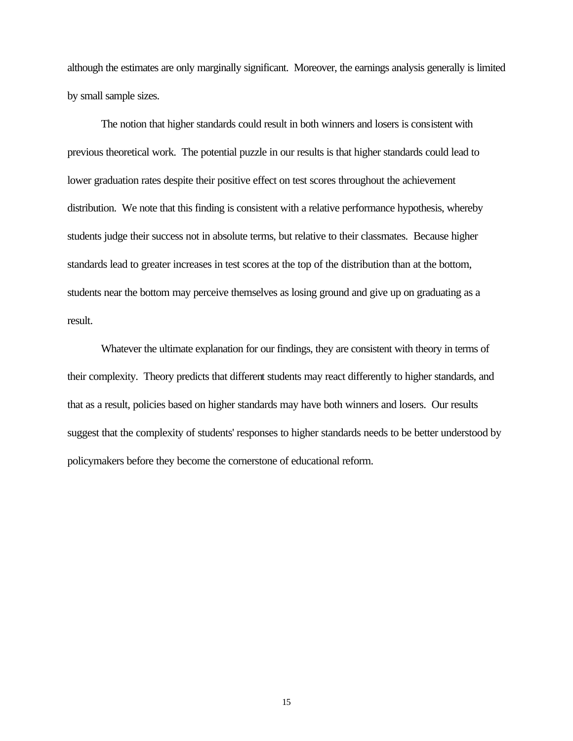although the estimates are only marginally significant. Moreover, the earnings analysis generally is limited by small sample sizes.

The notion that higher standards could result in both winners and losers is consistent with previous theoretical work. The potential puzzle in our results is that higher standards could lead to lower graduation rates despite their positive effect on test scores throughout the achievement distribution. We note that this finding is consistent with a relative performance hypothesis, whereby students judge their success not in absolute terms, but relative to their classmates. Because higher standards lead to greater increases in test scores at the top of the distribution than at the bottom, students near the bottom may perceive themselves as losing ground and give up on graduating as a result.

Whatever the ultimate explanation for our findings, they are consistent with theory in terms of their complexity. Theory predicts that different students may react differently to higher standards, and that as a result, policies based on higher standards may have both winners and losers. Our results suggest that the complexity of students' responses to higher standards needs to be better understood by policymakers before they become the cornerstone of educational reform.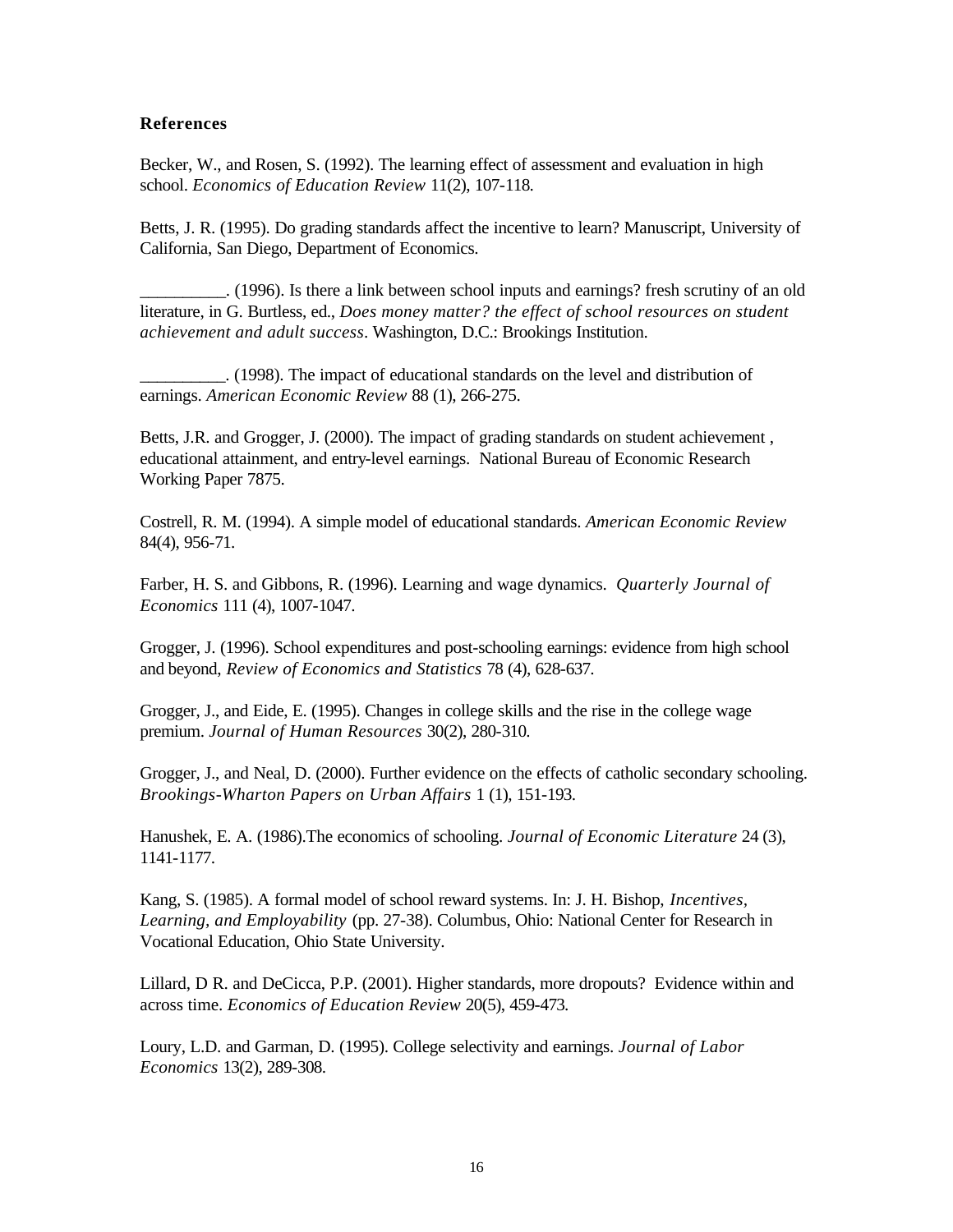**References**

Becker, W., and Rosen, S. (1992). The learning effect of assessment and evaluation in high school. *Economics of Education Review* 11(2), 107-118.

Betts, J. R. (1995). Do grading standards affect the incentive to learn? Manuscript, University of California, San Diego, Department of Economics.

__________. (1996). Is there a link between school inputs and earnings? fresh scrutiny of an old literature, in G. Burtless, ed., *Does money matter? the effect of school resources on student achievement and adult success*. Washington, D.C.: Brookings Institution.

__________. (1998). The impact of educational standards on the level and distribution of earnings. *American Economic Review* 88 (1), 266-275.

Betts, J.R. and Grogger, J. (2000). The impact of grading standards on student achievement , educational attainment, and entry-level earnings. National Bureau of Economic Research Working Paper 7875.

Costrell, R. M. (1994). A simple model of educational standards. *American Economic Review* 84(4), 956-71.

Farber, H. S. and Gibbons, R. (1996). Learning and wage dynamics. *Quarterly Journal of Economics* 111 (4), 1007-1047.

Grogger, J. (1996). School expenditures and post-schooling earnings: evidence from high school and beyond, *Review of Economics and Statistics* 78 (4), 628-637.

Grogger, J., and Eide, E. (1995). Changes in college skills and the rise in the college wage premium. *Journal of Human Resources* 30(2), 280-310.

Grogger, J., and Neal, D. (2000). Further evidence on the effects of catholic secondary schooling. *Brookings-Wharton Papers on Urban Affairs* 1 (1), 151-193.

Hanushek, E. A. (1986).The economics of schooling. *Journal of Economic Literature* 24 (3), 1141-1177.

Kang, S. (1985). A formal model of school reward systems. In: J. H. Bishop, *Incentives, Learning, and Employability* (pp. 27-38). Columbus, Ohio: National Center for Research in Vocational Education, Ohio State University.

Lillard, D R. and DeCicca, P.P. (2001). Higher standards, more dropouts? Evidence within and across time. *Economics of Education Review* 20(5), 459-473.

Loury, L.D. and Garman, D. (1995). College selectivity and earnings. *Journal of Labor Economics* 13(2), 289-308.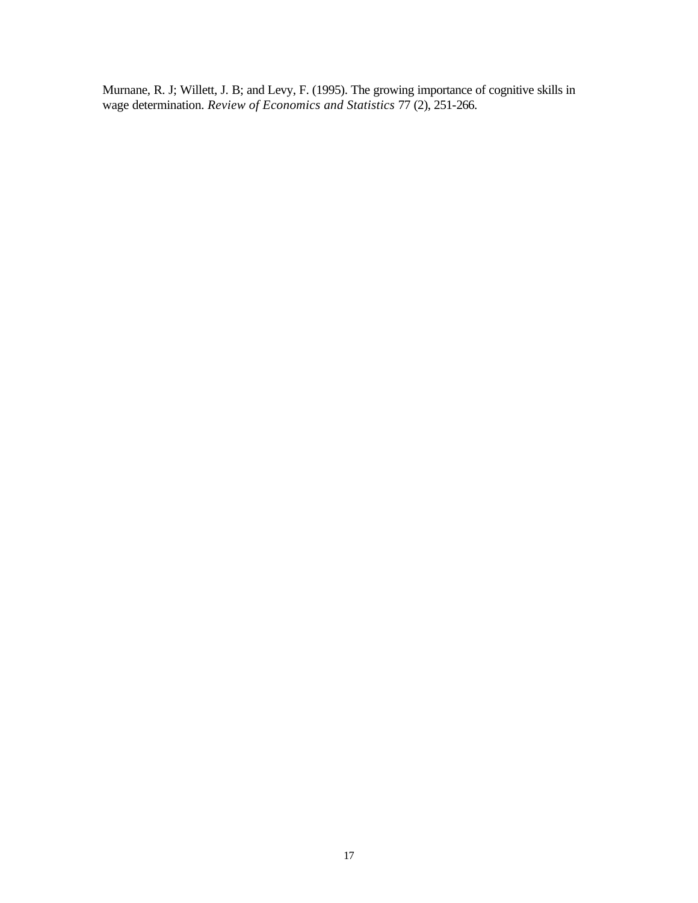Murnane, R. J; Willett, J. B; and Levy, F. (1995). The growing importance of cognitive skills in wage determination. *Review of Economics and Statistics* 77 (2), 251-266.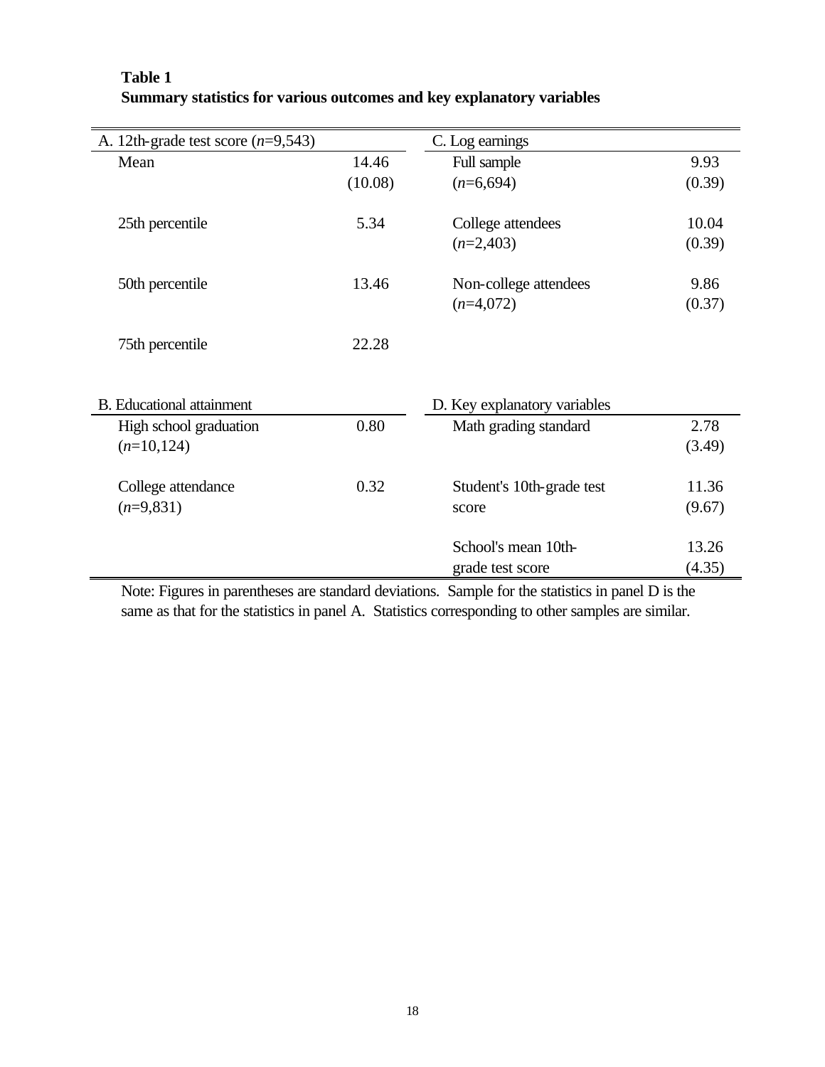**Table 1**
**Summary statistics for various outcomes and key explanatory variables**

| A. 12th-grade test score (*n*=9,543) | | C. Log earnings | |
|---|---|---|---|
| Mean | 14.46<br>(10.08) | Full sample<br>(*n*=6,694) | 9.93<br>(0.39) |
| 25th percentile | 5.34 | College attendees<br>(*n*=2,403) | 10.04<br>(0.39) |
| 50th percentile | 13.46 | Non-college attendees<br>(*n*=4,072) | 9.86<br>(0.37) |
| 75th percentile | 22.28 | | |
| **B. Educational attainment** | | **D. Key explanatory variables** | |
| High school graduation<br>(*n*=10,124) | 0.80 | Math grading standard | 2.78<br>(3.49) |
| College attendance<br>(*n*=9,831) | 0.32 | Student's 10th-grade test score | 11.36<br>(9.67) |
| | | School's mean 10th-grade test score | 13.26<br>(4.35) |

Note: Figures in parentheses are standard deviations. Sample for the statistics in panel D is the same as that for the statistics in panel A. Statistics corresponding to other samples are similar.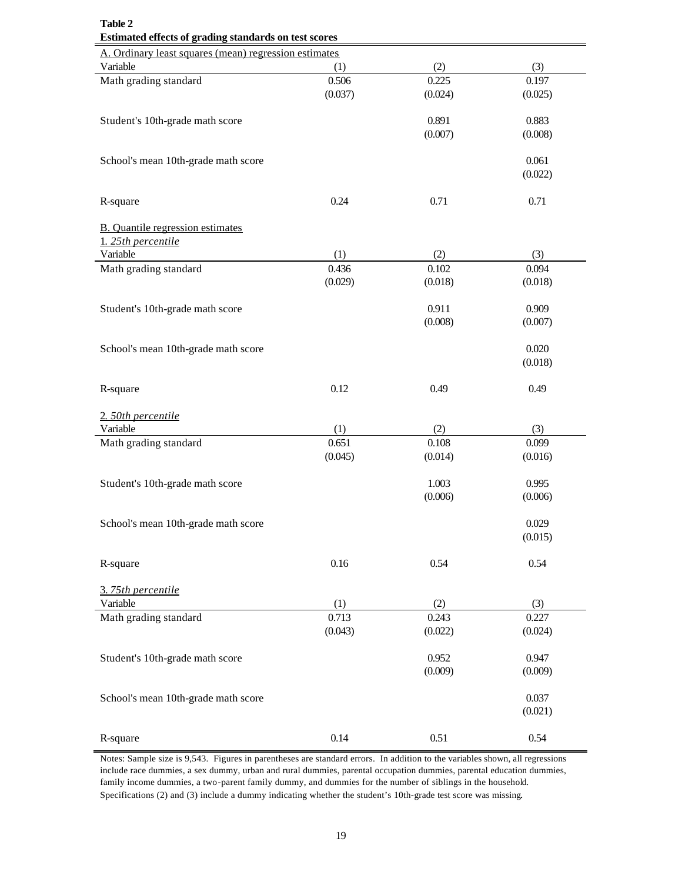**Table 2**
**Estimated effects of grading standards on test scores**

A. Ordinary least squares (mean) regression estimates

| Variable | (1) | (2) | (3) |
|---|---|---|---|
| Math grading standard | 0.506 | 0.225 | 0.197 |
| | (0.037) | (0.024) | (0.025) |
| Student's 10th-grade math score | | 0.891 | 0.883 |
| | | (0.007) | (0.008) |
| School's mean 10th-grade math score | | | 0.061 |
| | | | (0.022) |
| R-square | 0.24 | 0.71 | 0.71 |

B. Quantile regression estimates

1. *25th percentile*

| Variable | (1) | (2) | (3) |
|---|---|---|---|
| Math grading standard | 0.436 | 0.102 | 0.094 |
| | (0.029) | (0.018) | (0.018) |
| Student's 10th-grade math score | | 0.911 | 0.909 |
| | | (0.008) | (0.007) |
| School's mean 10th-grade math score | | | 0.020 |
| | | | (0.018) |
| R-square | 0.12 | 0.49 | 0.49 |

2. *50th percentile*

| Variable | (1) | (2) | (3) |
|---|---|---|---|
| Math grading standard | 0.651 | 0.108 | 0.099 |
| | (0.045) | (0.014) | (0.016) |
| Student's 10th-grade math score | | 1.003 | 0.995 |
| | | (0.006) | (0.006) |
| School's mean 10th-grade math score | | | 0.029 |
| | | | (0.015) |
| R-square | 0.16 | 0.54 | 0.54 |

3. *75th percentile*

| Variable | (1) | (2) | (3) |
|---|---|---|---|
| Math grading standard | 0.713 | 0.243 | 0.227 |
| | (0.043) | (0.022) | (0.024) |
| Student's 10th-grade math score | | 0.952 | 0.947 |
| | | (0.009) | (0.009) |
| School's mean 10th-grade math score | | | 0.037 |
| | | | (0.021) |
| R-square | 0.14 | 0.51 | 0.54 |

Notes: Sample size is 9,543. Figures in parentheses are standard errors. In addition to the variables shown, all regressions include race dummies, a sex dummy, urban and rural dummies, parental occupation dummies, parental education dummies, family income dummies, a two-parent family dummy, and dummies for the number of siblings in the household. Specifications (2) and (3) include a dummy indicating whether the student's 10th-grade test score was missing.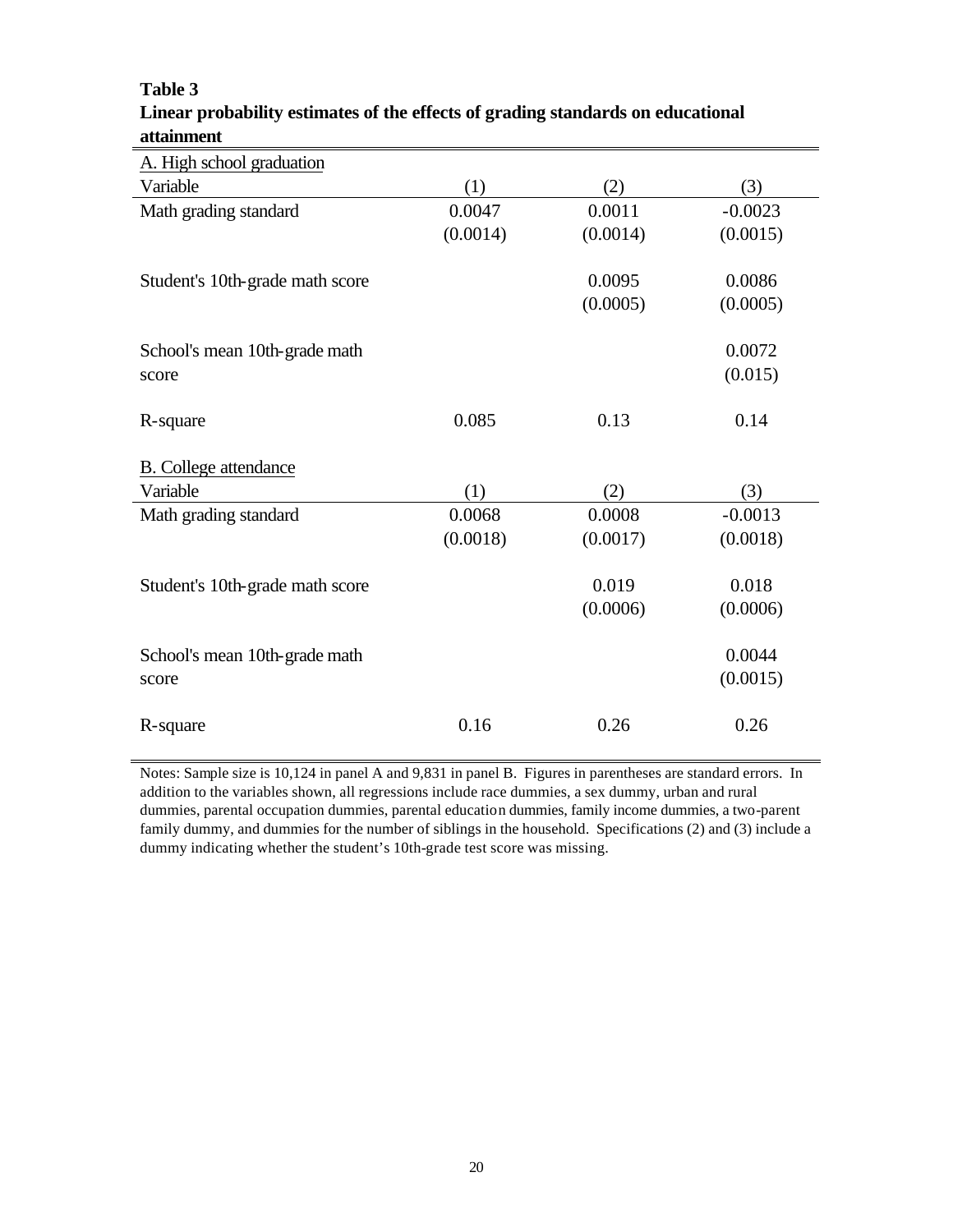**Table 3**
**Linear probability estimates of the effects of grading standards on educational attainment**

| A. High school graduation | | | |
|---|---|---|---|
| Variable | (1) | (2) | (3) |
| Math grading standard | 0.0047 | 0.0011 | -0.0023 |
| | (0.0014) | (0.0014) | (0.0015) |
| Student's 10th-grade math score | | 0.0095 | 0.0086 |
| | | (0.0005) | (0.0005) |
| School's mean 10th-grade math score | | | 0.0072 |
| | | | (0.015) |
| R-square | 0.085 | 0.13 | 0.14 |
| **B. College attendance** | | | |
| Variable | (1) | (2) | (3) |
| Math grading standard | 0.0068 | 0.0008 | -0.0013 |
| | (0.0018) | (0.0017) | (0.0018) |
| Student's 10th-grade math score | | 0.019 | 0.018 |
| | | (0.0006) | (0.0006) |
| School's mean 10th-grade math score | | | 0.0044 |
| | | | (0.0015) |
| R-square | 0.16 | 0.26 | 0.26 |

Notes: Sample size is 10,124 in panel A and 9,831 in panel B. Figures in parentheses are standard errors. In addition to the variables shown, all regressions include race dummies, a sex dummy, urban and rural dummies, parental occupation dummies, parental education dummies, family income dummies, a two-parent family dummy, and dummies for the number of siblings in the household. Specifications (2) and (3) include a dummy indicating whether the student's 10th-grade test score was missing.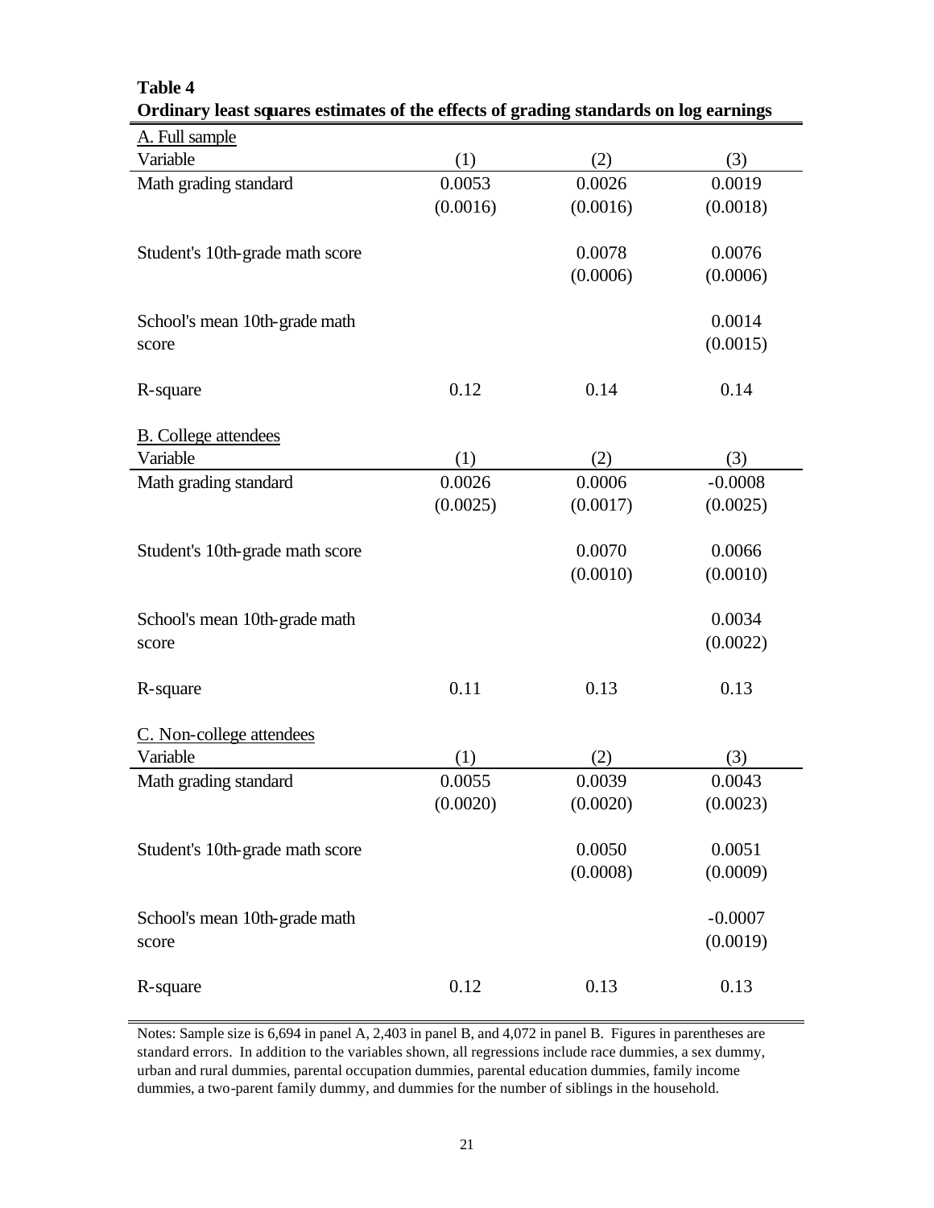**Table 4**
**Ordinary least squares estimates of the effects of grading standards on log earnings**

A. Full sample

| Variable | (1) | (2) | (3) |
|---|---|---|---|
| Math grading standard | 0.0053 | 0.0026 | 0.0019 |
| | (0.0016) | (0.0016) | (0.0018) |
| Student's 10th-grade math score | | 0.0078 | 0.0076 |
| | | (0.0006) | (0.0006) |
| School's mean 10th-grade math score | | | 0.0014 |
| | | | (0.0015) |
| R-square | 0.12 | 0.14 | 0.14 |

B. College attendees

| Variable | (1) | (2) | (3) |
|---|---|---|---|
| Math grading standard | 0.0026 | 0.0006 | -0.0008 |
| | (0.0025) | (0.0017) | (0.0025) |
| Student's 10th-grade math score | | 0.0070 | 0.0066 |
| | | (0.0010) | (0.0010) |
| School's mean 10th-grade math score | | | 0.0034 |
| | | | (0.0022) |
| R-square | 0.11 | 0.13 | 0.13 |

C. Non-college attendees

| Variable | (1) | (2) | (3) |
|---|---|---|---|
| Math grading standard | 0.0055 | 0.0039 | 0.0043 |
| | (0.0020) | (0.0020) | (0.0023) |
| Student's 10th-grade math score | | 0.0050 | 0.0051 |
| | | (0.0008) | (0.0009) |
| School's mean 10th-grade math score | | | -0.0007 |
| | | | (0.0019) |
| R-square | 0.12 | 0.13 | 0.13 |

Notes: Sample size is 6,694 in panel A, 2,403 in panel B, and 4,072 in panel B. Figures in parentheses are standard errors. In addition to the variables shown, all regressions include race dummies, a sex dummy, urban and rural dummies, parental occupation dummies, parental education dummies, family income dummies, a two-parent family dummy, and dummies for the number of siblings in the household.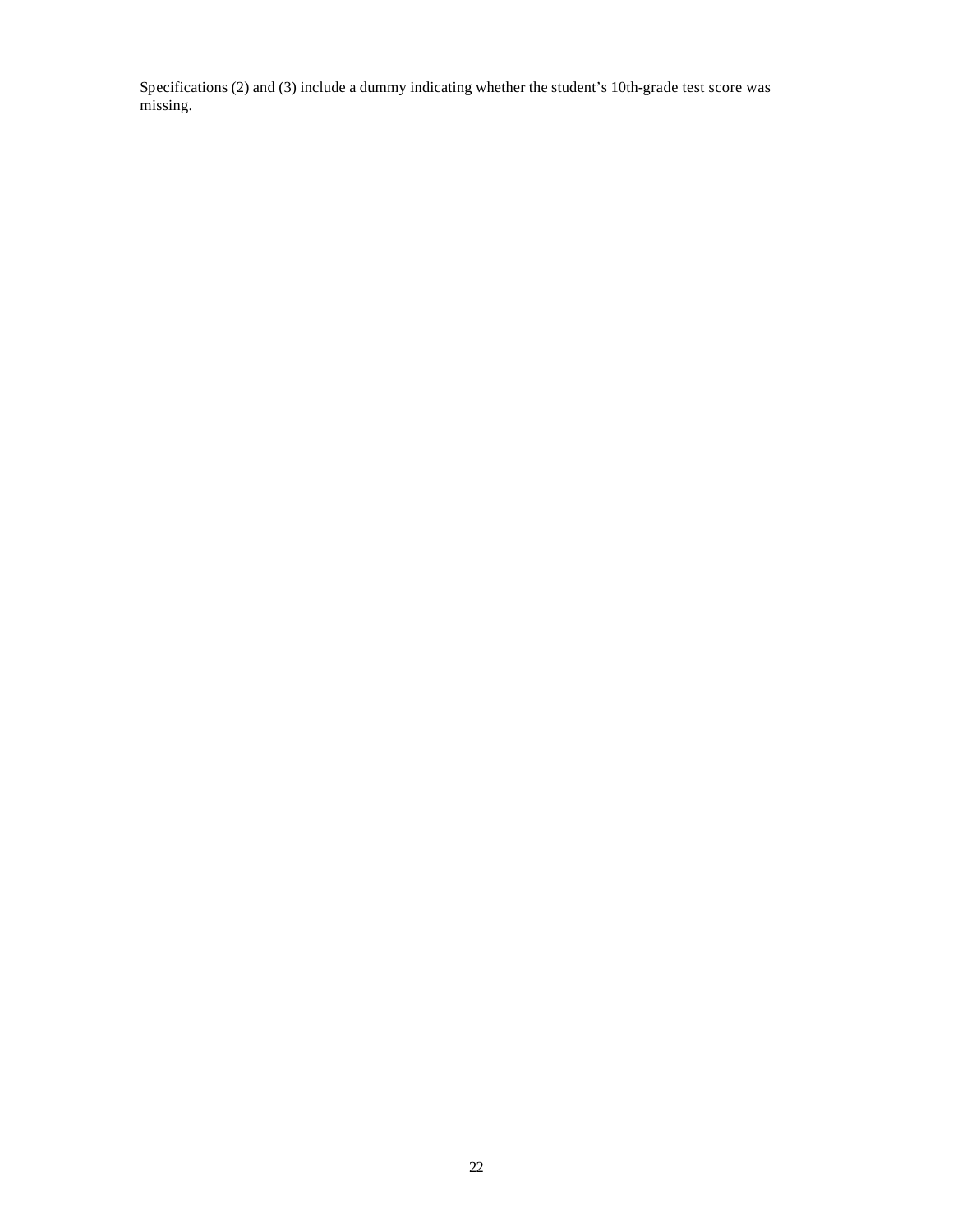Specifications (2) and (3) include a dummy indicating whether the student's 10th-grade test score was missing.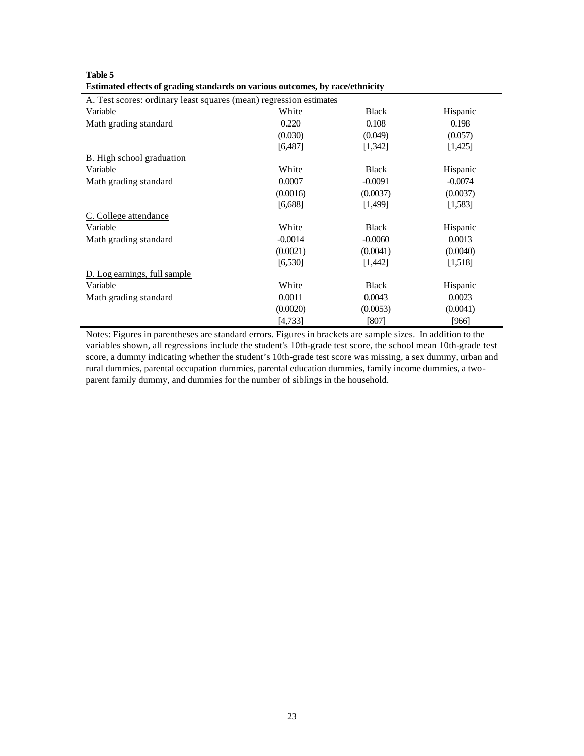**Table 5**
**Estimated effects of grading standards on various outcomes, by race/ethnicity**

| A. Test scores: ordinary least squares (mean) regression estimates | | | |
|---|---|---|---|
| Variable | White | Black | Hispanic |
| Math grading standard | 0.220 | 0.108 | 0.198 |
| | (0.030) | (0.049) | (0.057) |
| | [6,487] | [1,342] | [1,425] |
| B. High school graduation | | | |
| Variable | White | Black | Hispanic |
| Math grading standard | 0.0007 | -0.0091 | -0.0074 |
| | (0.0016) | (0.0037) | (0.0037) |
| | [6,688] | [1,499] | [1,583] |
| C. College attendance | | | |
| Variable | White | Black | Hispanic |
| Math grading standard | -0.0014 | -0.0060 | 0.0013 |
| | (0.0021) | (0.0041) | (0.0040) |
| | [6,530] | [1,442] | [1,518] |
| D. Log earnings, full sample | | | |
| Variable | White | Black | Hispanic |
| Math grading standard | 0.0011 | 0.0043 | 0.0023 |
| | (0.0020) | (0.0053) | (0.0041) |
| | [4,733] | [807] | [966] |

Notes: Figures in parentheses are standard errors. Figures in brackets are sample sizes. In addition to the variables shown, all regressions include the student's 10th-grade test score, the school mean 10th-grade test score, a dummy indicating whether the student's 10th-grade test score was missing, a sex dummy, urban and rural dummies, parental occupation dummies, parental education dummies, family income dummies, a two-parent family dummy, and dummies for the number of siblings in the household.